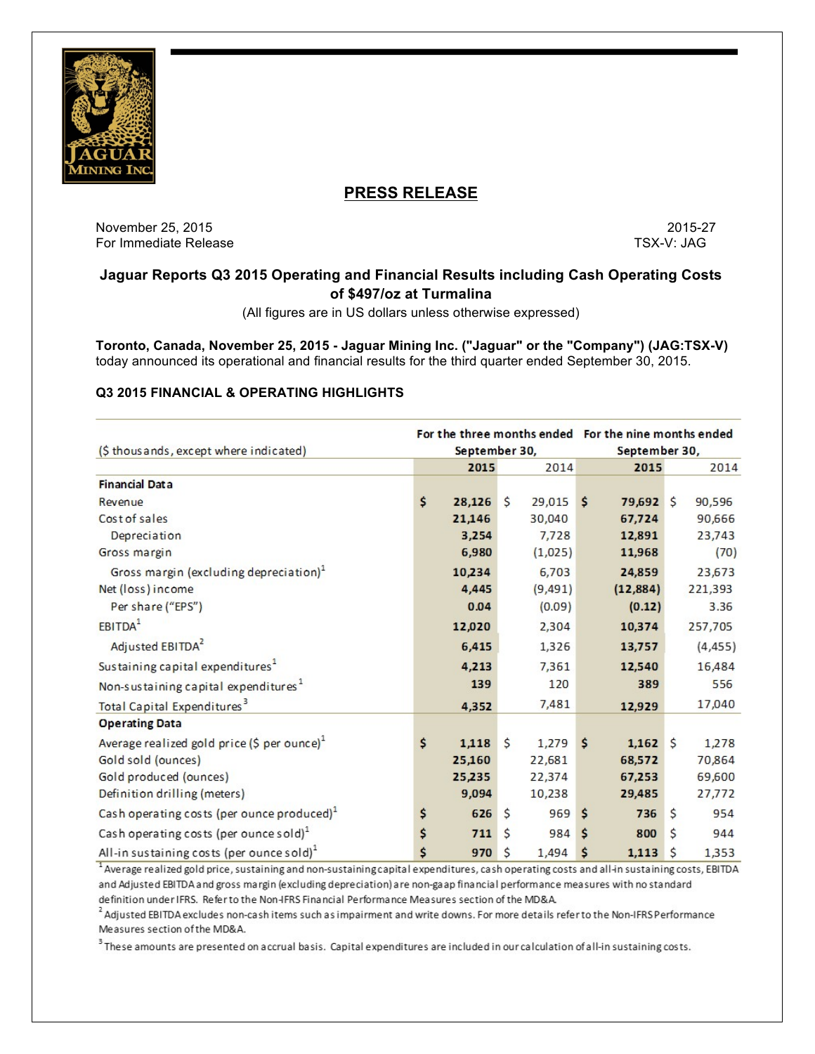# PRESS RELEASE

November 25, 2015
For Immediate Release

2015-27
TSX-V: JAG

## Jaguar Reports Q3 2015 Operating and Financial Results including Cash Operating Costs of $497/oz at Turmalina

(All figures are in US dollars unless otherwise expressed)

**Toronto, Canada, November 25, 2015 - Jaguar Mining Inc. ("Jaguar" or the "Company") (JAG:TSX-V)** today announced its operational and financial results for the third quarter ended September 30, 2015.

### Q3 2015 FINANCIAL & OPERATING HIGHLIGHTS

| ($ thousands, except where indicated) | For the three months ended September 30, | | For the nine months ended September 30, | |
|---|---|---|---|---|
| | **2015** | 2014 | **2015** | 2014 |
| **Financial Data** | | | | |
| Revenue | **$ 28,126** | $ 29,015 | **$ 79,692** | $ 90,596 |
| Cost of sales | **21,146** | 30,040 | **67,724** | 90,666 |
| Depreciation | **3,254** | 7,728 | **12,891** | 23,743 |
| Gross margin | **6,980** | (1,025) | **11,968** | (70) |
| Gross margin (excluding depreciation)[1] | **10,234** | 6,703 | **24,859** | 23,673 |
| Net (loss) income | **4,445** | (9,491) | **(12,884)** | 221,393 |
| Per share ("EPS") | **0.04** | (0.09) | **(0.12)** | 3.36 |
| EBITDA[1] | **12,020** | 2,304 | **10,374** | 257,705 |
| Adjusted EBITDA[2] | **6,415** | 1,326 | **13,757** | (4,455) |
| Sustaining capital expenditures[1] | **4,213** | 7,361 | **12,540** | 16,484 |
| Non-sustaining capital expenditures[1] | **139** | 120 | **389** | 556 |
| Total Capital Expenditures[3] | **4,352** | 7,481 | **12,929** | 17,040 |
| **Operating Data** | | | | |
| Average realized gold price ($ per ounce)[1] | **$ 1,118** | $ 1,279 | **$ 1,162** | $ 1,278 |
| Gold sold (ounces) | **25,160** | 22,681 | **68,572** | 70,864 |
| Gold produced (ounces) | **25,235** | 22,374 | **67,253** | 69,600 |
| Definition drilling (meters) | **9,094** | 10,238 | **29,485** | 27,772 |
| Cash operating costs (per ounce produced)[1] | **$ 626** | $ 969 | **$ 736** | $ 954 |
| Cash operating costs (per ounce sold)[1] | **$ 711** | $ 984 | **$ 800** | $ 944 |
| All-in sustaining costs (per ounce sold)[1] | **$ 970** | $ 1,494 | **$ 1,113** | $ 1,353 |

[1] Average realized gold price, sustaining and non-sustaining capital expenditures, cash operating costs and all-in sustaining costs, EBITDA and Adjusted EBITDA and gross margin (excluding depreciation) are non-gaap financial performance measures with no standard definition under IFRS. Refer to the Non-IFRS Financial Performance Measures section of the MD&A.

[2] Adjusted EBITDA excludes non-cash items such as impairment and write downs. For more details refer to the Non-IFRS Performance Measures section of the MD&A.

[3] These amounts are presented on accrual basis. Capital expenditures are included in our calculation of all-in sustaining costs.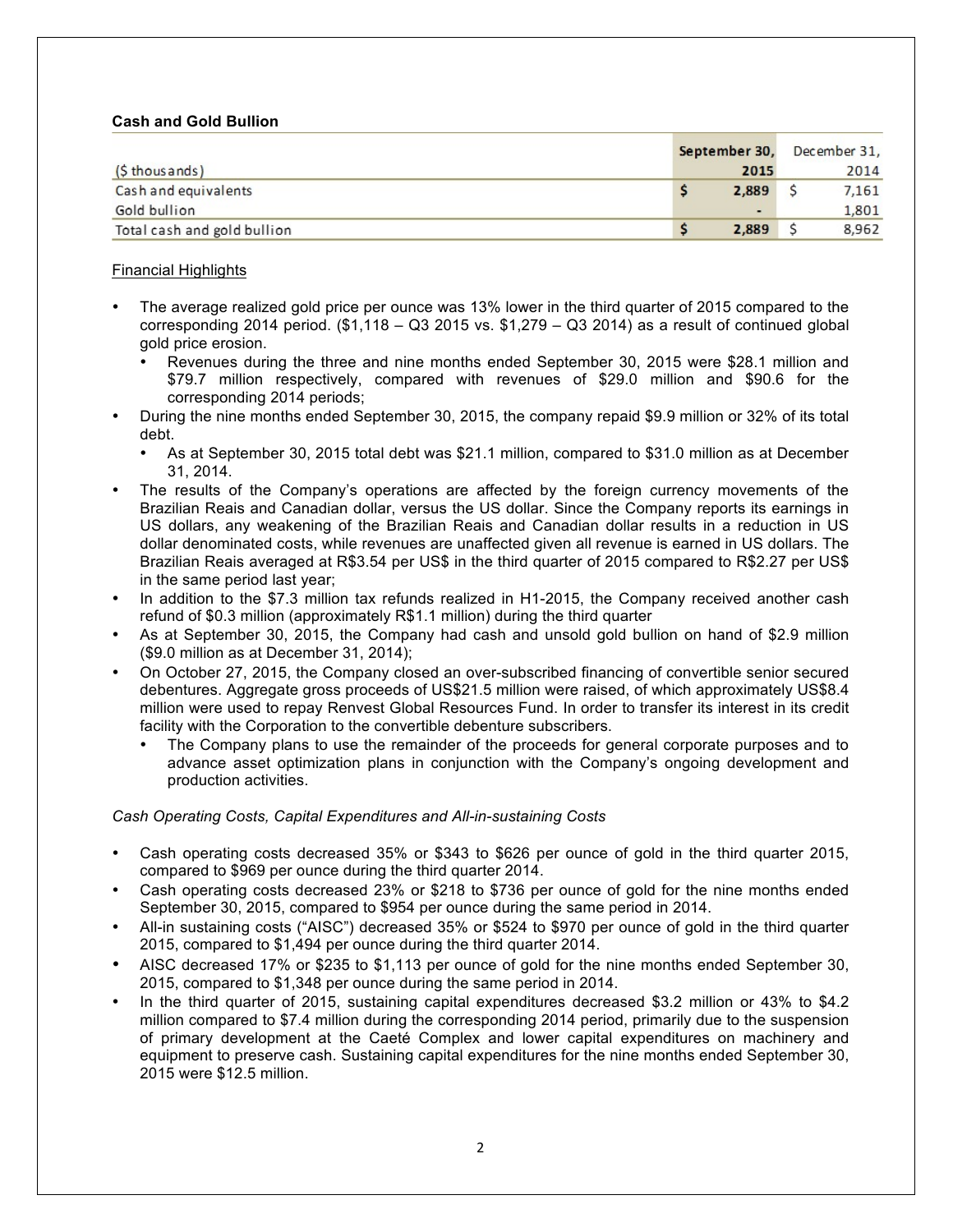**Cash and Gold Bullion**

| ($ thousands) | September 30, 2015 | December 31, 2014 |
|---|---|---|
| Cash and equivalents | $ 2,889 | $ 7,161 |
| Gold bullion | - | 1,801 |
| Total cash and gold bullion | $ 2,889 | $ 8,962 |

Financial Highlights

- The average realized gold price per ounce was 13% lower in the third quarter of 2015 compared to the corresponding 2014 period. ($1,118 – Q3 2015 vs. $1,279 – Q3 2014) as a result of continued global gold price erosion.
  - Revenues during the three and nine months ended September 30, 2015 were $28.1 million and $79.7 million respectively, compared with revenues of $29.0 million and $90.6 for the corresponding 2014 periods;
- During the nine months ended September 30, 2015, the company repaid $9.9 million or 32% of its total debt.
  - As at September 30, 2015 total debt was $21.1 million, compared to $31.0 million as at December 31, 2014.
- The results of the Company's operations are affected by the foreign currency movements of the Brazilian Reais and Canadian dollar, versus the US dollar. Since the Company reports its earnings in US dollars, any weakening of the Brazilian Reais and Canadian dollar results in a reduction in US dollar denominated costs, while revenues are unaffected given all revenue is earned in US dollars. The Brazilian Reais averaged at R$3.54 per US$ in the third quarter of 2015 compared to R$2.27 per US$ in the same period last year;
- In addition to the $7.3 million tax refunds realized in H1-2015, the Company received another cash refund of $0.3 million (approximately R$1.1 million) during the third quarter
- As at September 30, 2015, the Company had cash and unsold gold bullion on hand of $2.9 million ($9.0 million as at December 31, 2014);
- On October 27, 2015, the Company closed an over-subscribed financing of convertible senior secured debentures. Aggregate gross proceeds of US$21.5 million were raised, of which approximately US$8.4 million were used to repay Renvest Global Resources Fund. In order to transfer its interest in its credit facility with the Corporation to the convertible debenture subscribers.
  - The Company plans to use the remainder of the proceeds for general corporate purposes and to advance asset optimization plans in conjunction with the Company's ongoing development and production activities.

*Cash Operating Costs, Capital Expenditures and All-in-sustaining Costs*

- Cash operating costs decreased 35% or $343 to $626 per ounce of gold in the third quarter 2015, compared to $969 per ounce during the third quarter 2014.
- Cash operating costs decreased 23% or $218 to $736 per ounce of gold for the nine months ended September 30, 2015, compared to $954 per ounce during the same period in 2014.
- All-in sustaining costs ("AISC") decreased 35% or $524 to $970 per ounce of gold in the third quarter 2015, compared to $1,494 per ounce during the third quarter 2014.
- AISC decreased 17% or $235 to $1,113 per ounce of gold for the nine months ended September 30, 2015, compared to $1,348 per ounce during the same period in 2014.
- In the third quarter of 2015, sustaining capital expenditures decreased $3.2 million or 43% to $4.2 million compared to $7.4 million during the corresponding 2014 period, primarily due to the suspension of primary development at the Caeté Complex and lower capital expenditures on machinery and equipment to preserve cash. Sustaining capital expenditures for the nine months ended September 30, 2015 were $12.5 million.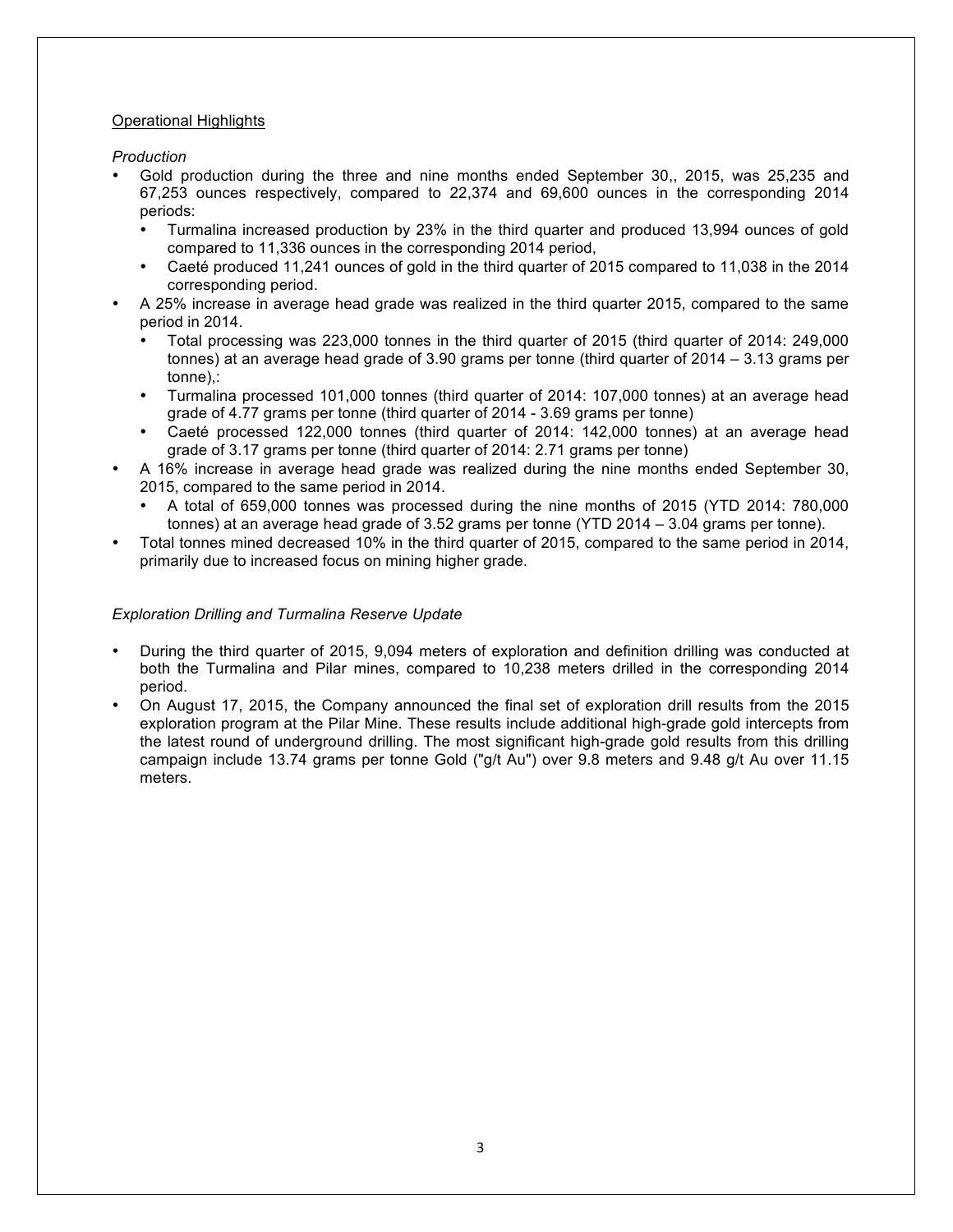## Operational Highlights

*Production*

- Gold production during the three and nine months ended September 30,, 2015, was 25,235 and 67,253 ounces respectively, compared to 22,374 and 69,600 ounces in the corresponding 2014 periods:
  - Turmalina increased production by 23% in the third quarter and produced 13,994 ounces of gold compared to 11,336 ounces in the corresponding 2014 period,
  - Caeté produced 11,241 ounces of gold in the third quarter of 2015 compared to 11,038 in the 2014 corresponding period.
- A 25% increase in average head grade was realized in the third quarter 2015, compared to the same period in 2014.
  - Total processing was 223,000 tonnes in the third quarter of 2015 (third quarter of 2014: 249,000 tonnes) at an average head grade of 3.90 grams per tonne (third quarter of 2014 – 3.13 grams per tonne),:
  - Turmalina processed 101,000 tonnes (third quarter of 2014: 107,000 tonnes) at an average head grade of 4.77 grams per tonne (third quarter of 2014 - 3.69 grams per tonne)
  - Caeté processed 122,000 tonnes (third quarter of 2014: 142,000 tonnes) at an average head grade of 3.17 grams per tonne (third quarter of 2014: 2.71 grams per tonne)
- A 16% increase in average head grade was realized during the nine months ended September 30, 2015, compared to the same period in 2014.
  - A total of 659,000 tonnes was processed during the nine months of 2015 (YTD 2014: 780,000 tonnes) at an average head grade of 3.52 grams per tonne (YTD 2014 – 3.04 grams per tonne).
- Total tonnes mined decreased 10% in the third quarter of 2015, compared to the same period in 2014, primarily due to increased focus on mining higher grade.

*Exploration Drilling and Turmalina Reserve Update*

- During the third quarter of 2015, 9,094 meters of exploration and definition drilling was conducted at both the Turmalina and Pilar mines, compared to 10,238 meters drilled in the corresponding 2014 period.
- On August 17, 2015, the Company announced the final set of exploration drill results from the 2015 exploration program at the Pilar Mine. These results include additional high-grade gold intercepts from the latest round of underground drilling. The most significant high-grade gold results from this drilling campaign include 13.74 grams per tonne Gold ("g/t Au") over 9.8 meters and 9.48 g/t Au over 11.15 meters.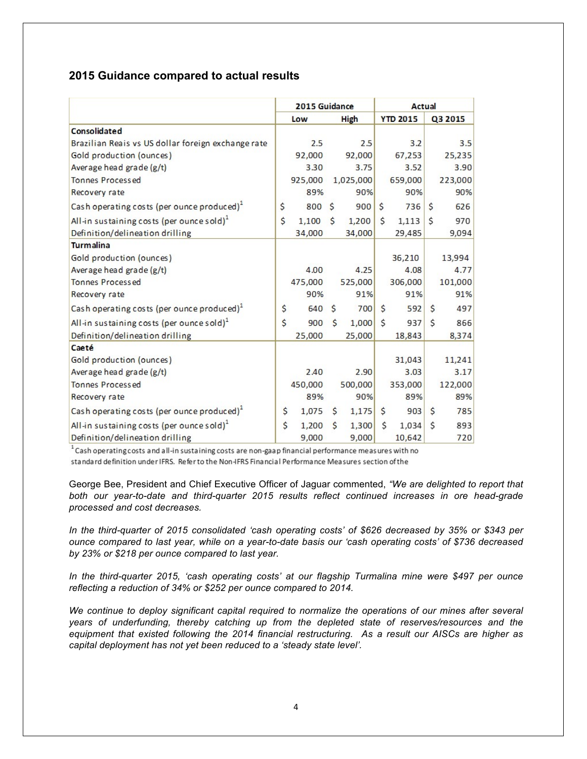## 2015 Guidance compared to actual results

| | 2015 Guidance | | Actual | |
|---|---|---|---|---|
| | Low | High | YTD 2015 | Q3 2015 |
| **Consolidated** | | | | |
| Brazilian Reais vs US dollar foreign exchange rate | 2.5 | 2.5 | 3.2 | 3.5 |
| Gold production (ounces) | 92,000 | 92,000 | 67,253 | 25,235 |
| Average head grade (g/t) | 3.30 | 3.75 | 3.52 | 3.90 |
| Tonnes Processed | 925,000 | 1,025,000 | 659,000 | 223,000 |
| Recovery rate | 89% | 90% | 90% | 90% |
| Cash operating costs (per ounce produced)[1] | $ 800 | $ 900 | $ 736 | $ 626 |
| All-in sustaining costs (per ounce sold)[1] | $ 1,100 | $ 1,200 | $ 1,113 | $ 970 |
| Definition/delineation drilling | 34,000 | 34,000 | 29,485 | 9,094 |
| **Turmalina** | | | | |
| Gold production (ounces) | | | 36,210 | 13,994 |
| Average head grade (g/t) | 4.00 | 4.25 | 4.08 | 4.77 |
| Tonnes Processed | 475,000 | 525,000 | 306,000 | 101,000 |
| Recovery rate | 90% | 91% | 91% | 91% |
| Cash operating costs (per ounce produced)[1] | $ 640 | $ 700 | $ 592 | $ 497 |
| All-in sustaining costs (per ounce sold)[1] | $ 900 | $ 1,000 | $ 937 | $ 866 |
| Definition/delineation drilling | 25,000 | 25,000 | 18,843 | 8,374 |
| **Caeté** | | | | |
| Gold production (ounces) | | | 31,043 | 11,241 |
| Average head grade (g/t) | 2.40 | 2.90 | 3.03 | 3.17 |
| Tonnes Processed | 450,000 | 500,000 | 353,000 | 122,000 |
| Recovery rate | 89% | 90% | 89% | 89% |
| Cash operating costs (per ounce produced)[1] | $ 1,075 | $ 1,175 | $ 903 | $ 785 |
| All-in sustaining costs (per ounce sold)[1] | $ 1,200 | $ 1,300 | $ 1,034 | $ 893 |
| Definition/delineation drilling | 9,000 | 9,000 | 10,642 | 720 |

[1] Cash operating costs and all-in sustaining costs are non-gaap financial performance measures with no standard definition under IFRS. Refer to the Non-IFRS Financial Performance Measures section of the

George Bee, President and Chief Executive Officer of Jaguar commented, *"We are delighted to report that both our year-to-date and third-quarter 2015 results reflect continued increases in ore head-grade processed and cost decreases.*

*In the third-quarter of 2015 consolidated 'cash operating costs' of $626 decreased by 35% or $343 per ounce compared to last year, while on a year-to-date basis our 'cash operating costs' of $736 decreased by 23% or $218 per ounce compared to last year.*

*In the third-quarter 2015, 'cash operating costs' at our flagship Turmalina mine were $497 per ounce reflecting a reduction of 34% or $252 per ounce compared to 2014.*

*We continue to deploy significant capital required to normalize the operations of our mines after several years of underfunding, thereby catching up from the depleted state of reserves/resources and the equipment that existed following the 2014 financial restructuring. As a result our AISCs are higher as capital deployment has not yet been reduced to a 'steady state level'.*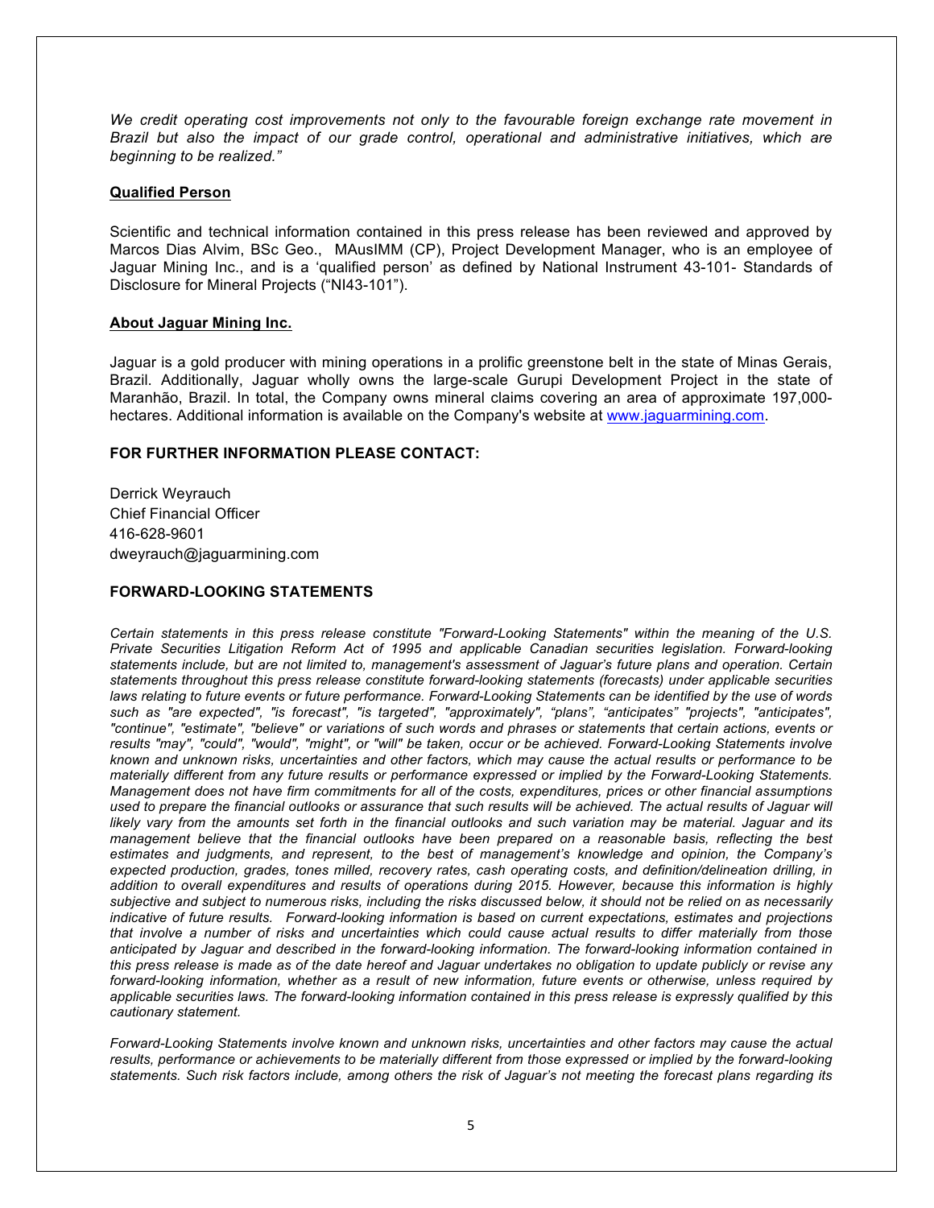*We credit operating cost improvements not only to the favourable foreign exchange rate movement in Brazil but also the impact of our grade control, operational and administrative initiatives, which are beginning to be realized."*

**Qualified Person**

Scientific and technical information contained in this press release has been reviewed and approved by Marcos Dias Alvim, BSc Geo., MAusIMM (CP), Project Development Manager, who is an employee of Jaguar Mining Inc., and is a 'qualified person' as defined by National Instrument 43-101- Standards of Disclosure for Mineral Projects ("NI43-101").

**About Jaguar Mining Inc.**

Jaguar is a gold producer with mining operations in a prolific greenstone belt in the state of Minas Gerais, Brazil. Additionally, Jaguar wholly owns the large-scale Gurupi Development Project in the state of Maranhão, Brazil. In total, the Company owns mineral claims covering an area of approximate 197,000-hectares. Additional information is available on the Company's website at www.jaguarmining.com.

**FOR FURTHER INFORMATION PLEASE CONTACT:**

Derrick Weyrauch
Chief Financial Officer
416-628-9601
dweyrauch@jaguarmining.com

**FORWARD-LOOKING STATEMENTS**

*Certain statements in this press release constitute "Forward-Looking Statements" within the meaning of the U.S. Private Securities Litigation Reform Act of 1995 and applicable Canadian securities legislation. Forward-looking statements include, but are not limited to, management's assessment of Jaguar's future plans and operation. Certain statements throughout this press release constitute forward-looking statements (forecasts) under applicable securities laws relating to future events or future performance. Forward-Looking Statements can be identified by the use of words such as "are expected", "is forecast", "is targeted", "approximately", "plans", "anticipates" "projects", "anticipates", "continue", "estimate", "believe" or variations of such words and phrases or statements that certain actions, events or results "may", "could", "would", "might", or "will" be taken, occur or be achieved. Forward-Looking Statements involve known and unknown risks, uncertainties and other factors, which may cause the actual results or performance to be materially different from any future results or performance expressed or implied by the Forward-Looking Statements. Management does not have firm commitments for all of the costs, expenditures, prices or other financial assumptions used to prepare the financial outlooks or assurance that such results will be achieved. The actual results of Jaguar will likely vary from the amounts set forth in the financial outlooks and such variation may be material. Jaguar and its management believe that the financial outlooks have been prepared on a reasonable basis, reflecting the best estimates and judgments, and represent, to the best of management's knowledge and opinion, the Company's expected production, grades, tones milled, recovery rates, cash operating costs, and definition/delineation drilling, in addition to overall expenditures and results of operations during 2015. However, because this information is highly subjective and subject to numerous risks, including the risks discussed below, it should not be relied on as necessarily indicative of future results. Forward-looking information is based on current expectations, estimates and projections that involve a number of risks and uncertainties which could cause actual results to differ materially from those anticipated by Jaguar and described in the forward-looking information. The forward-looking information contained in this press release is made as of the date hereof and Jaguar undertakes no obligation to update publicly or revise any forward-looking information, whether as a result of new information, future events or otherwise, unless required by applicable securities laws. The forward-looking information contained in this press release is expressly qualified by this cautionary statement.*

*Forward-Looking Statements involve known and unknown risks, uncertainties and other factors may cause the actual results, performance or achievements to be materially different from those expressed or implied by the forward-looking statements. Such risk factors include, among others the risk of Jaguar's not meeting the forecast plans regarding its*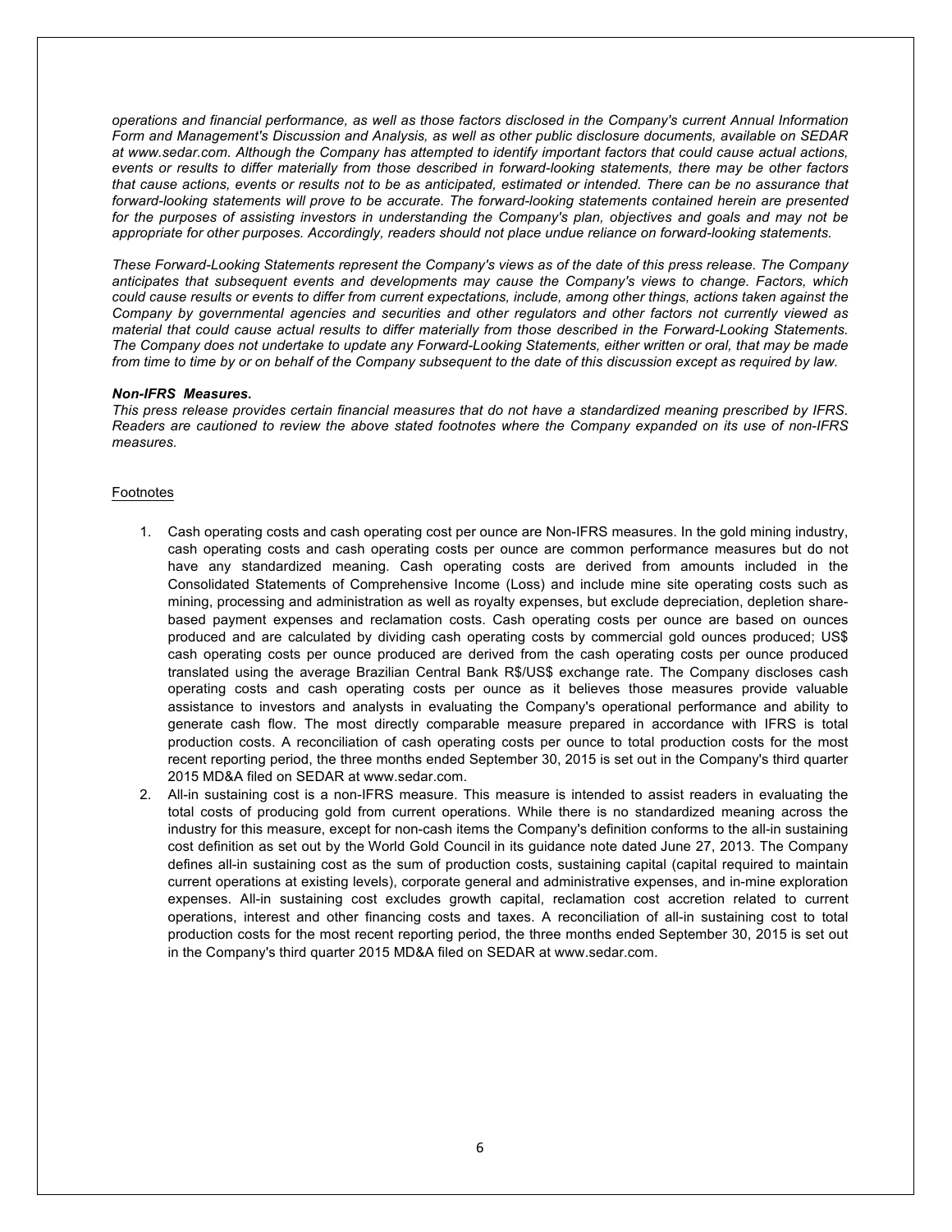*operations and financial performance, as well as those factors disclosed in the Company's current Annual Information Form and Management's Discussion and Analysis, as well as other public disclosure documents, available on SEDAR at www.sedar.com. Although the Company has attempted to identify important factors that could cause actual actions, events or results to differ materially from those described in forward-looking statements, there may be other factors that cause actions, events or results not to be as anticipated, estimated or intended. There can be no assurance that forward-looking statements will prove to be accurate. The forward-looking statements contained herein are presented for the purposes of assisting investors in understanding the Company's plan, objectives and goals and may not be appropriate for other purposes. Accordingly, readers should not place undue reliance on forward-looking statements.*

*These Forward-Looking Statements represent the Company's views as of the date of this press release. The Company anticipates that subsequent events and developments may cause the Company's views to change. Factors, which could cause results or events to differ from current expectations, include, among other things, actions taken against the Company by governmental agencies and securities and other regulators and other factors not currently viewed as material that could cause actual results to differ materially from those described in the Forward-Looking Statements. The Company does not undertake to update any Forward-Looking Statements, either written or oral, that may be made from time to time by or on behalf of the Company subsequent to the date of this discussion except as required by law.*

***Non-IFRS Measures.***
*This press release provides certain financial measures that do not have a standardized meaning prescribed by IFRS. Readers are cautioned to review the above stated footnotes where the Company expanded on its use of non-IFRS measures.*

Footnotes

1. Cash operating costs and cash operating cost per ounce are Non-IFRS measures. In the gold mining industry, cash operating costs and cash operating costs per ounce are common performance measures but do not have any standardized meaning. Cash operating costs are derived from amounts included in the Consolidated Statements of Comprehensive Income (Loss) and include mine site operating costs such as mining, processing and administration as well as royalty expenses, but exclude depreciation, depletion share-based payment expenses and reclamation costs. Cash operating costs per ounce are based on ounces produced and are calculated by dividing cash operating costs by commercial gold ounces produced; US$ cash operating costs per ounce produced are derived from the cash operating costs per ounce produced translated using the average Brazilian Central Bank R$/US$ exchange rate. The Company discloses cash operating costs and cash operating costs per ounce as it believes those measures provide valuable assistance to investors and analysts in evaluating the Company's operational performance and ability to generate cash flow. The most directly comparable measure prepared in accordance with IFRS is total production costs. A reconciliation of cash operating costs per ounce to total production costs for the most recent reporting period, the three months ended September 30, 2015 is set out in the Company's third quarter 2015 MD&A filed on SEDAR at www.sedar.com.
2. All-in sustaining cost is a non-IFRS measure. This measure is intended to assist readers in evaluating the total costs of producing gold from current operations. While there is no standardized meaning across the industry for this measure, except for non-cash items the Company's definition conforms to the all-in sustaining cost definition as set out by the World Gold Council in its guidance note dated June 27, 2013. The Company defines all-in sustaining cost as the sum of production costs, sustaining capital (capital required to maintain current operations at existing levels), corporate general and administrative expenses, and in-mine exploration expenses. All-in sustaining cost excludes growth capital, reclamation cost accretion related to current operations, interest and other financing costs and taxes. A reconciliation of all-in sustaining cost to total production costs for the most recent reporting period, the three months ended September 30, 2015 is set out in the Company's third quarter 2015 MD&A filed on SEDAR at www.sedar.com.